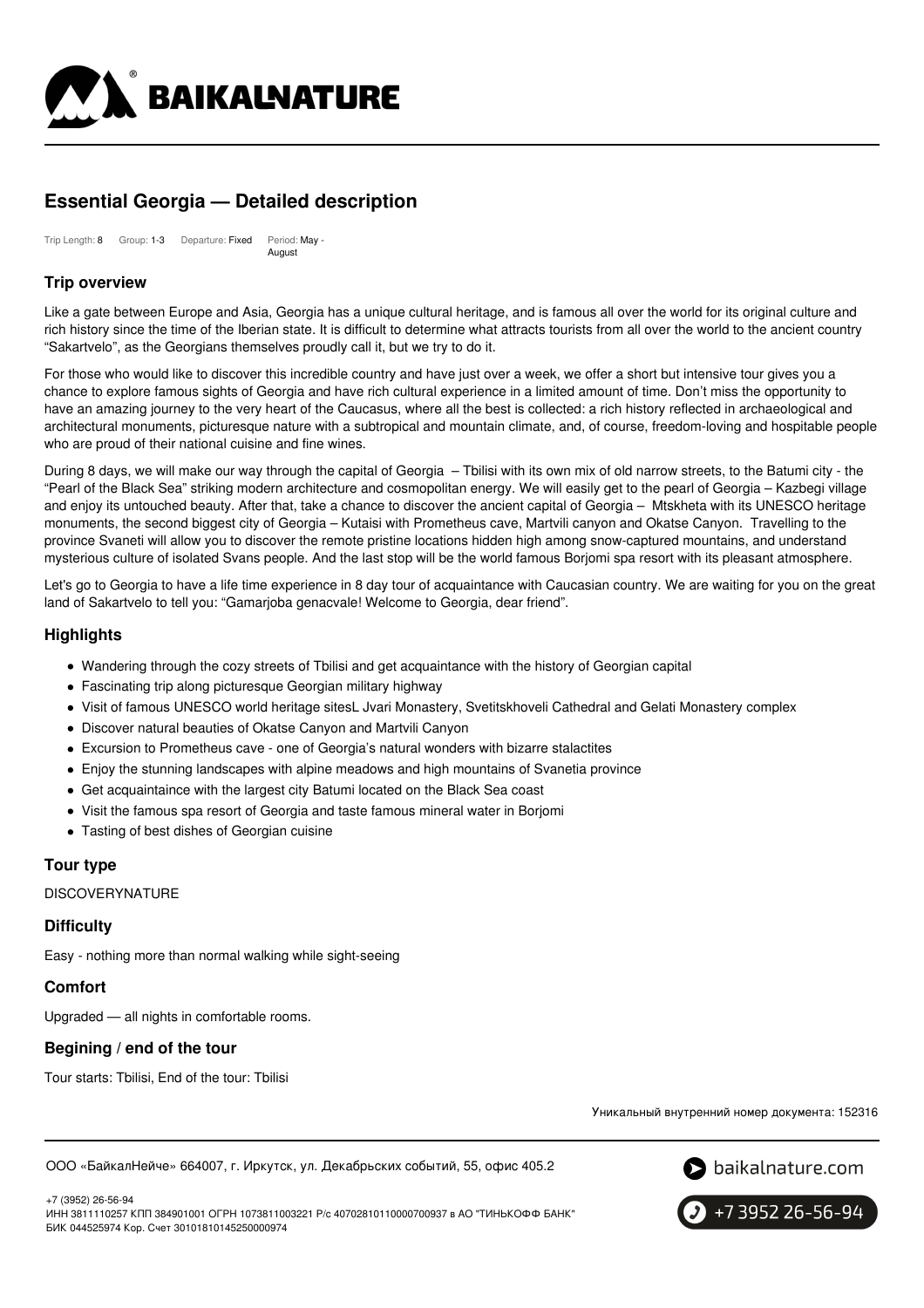# Essential Georgia — Detailed description

Trip Length: 8 Group: 1-3 Departure: Fixed Period: May - August

## Trip overview

Like a gate between Europe and Asia, Georgia has a unique cultural heritage, and is famous all over the world for its original culture and rich history since the time of the Iberian state. It is difficult to determine what attracts tourists from all over the world to the ancient country "Sakartvelo", as the Georgians themselves proudly call it, but we try to do it.

For those who would like to discover this incredible country and have just over a week, we offer a short but intensive tour gives you a chance to explore famous sights of Georgia and have rich cultural experience in a limited amount of time. Don't miss the opportunity to have an amazing journey to the very heart of the Caucasus, where all the best is collected: a rich history reflected in archaeological and architectural monuments, picturesque nature with a subtropical and mountain climate, and, of course, freedom-loving and hospitable people who are proud of their national cuisine and fine wines.

During 8 days, we will make our way through the capital of Georgia – Tbilisi with its own mix of old narrow streets, to the Batumi city - the "Pearl of the Black Sea" striking modern architecture and cosmopolitan energy. We will easily get to the pearl of Georgia – Kazbegi village and enjoy its untouched beauty. After that, take a chance to discover the ancient capital of Georgia – Mtskheta with its UNESCO heritage monuments, the second biggest city of Georgia – Kutaisi with Prometheus cave, Martvili canyon and Okatse Canyon. Travelling to the province Svaneti will allow you to discover the remote pristine locations hidden high among snow-captured mountains, and understand mysterious culture of isolated Svans people. And the last stop will be the world famous Borjomi spa resort with its pleasant atmosphere.

Let's go to Georgia to have a life time experience in 8 day tour of acquaintance with Caucasian country. We are waiting for you on the great land of Sakartvelo to tell you: "Gamarjoba genacvale! Welcome to Georgia, dear friend".

## Highlights

- Wandering through the cozy streets of Tbilisi and get acquaintance with the history of Georgian capital
- Fascinating trip along picturesque Georgian military highway
- Visit of famous UNESCO world heritage sitesL Jvari Monastery, Svetitskhoveli Cathedral and Gelati Monastery complex
- Discover natural beauties of Okatse Canyon and Martvili Canyon
- Excursion to Prometheus cave - one of Georgia's natural wonders with bizarre stalactites
- Enjoy the stunning landscapes with alpine meadows and high mountains of Svanetia province
- Get acquaintaince with the largest city Batumi located on the Black Sea coast
- Visit the famous spa resort of Georgia and taste famous mineral water in Borjomi
- Tasting of best dishes of Georgian cuisine

## Tour type

DISCOVERYNATURE

## Difficulty

Easy - nothing more than normal walking while sight-seeing

## Comfort

Upgraded — all nights in comfortable rooms.

## Begining / end of the tour

Tour starts: Tbilisi, End of the tour: Tbilisi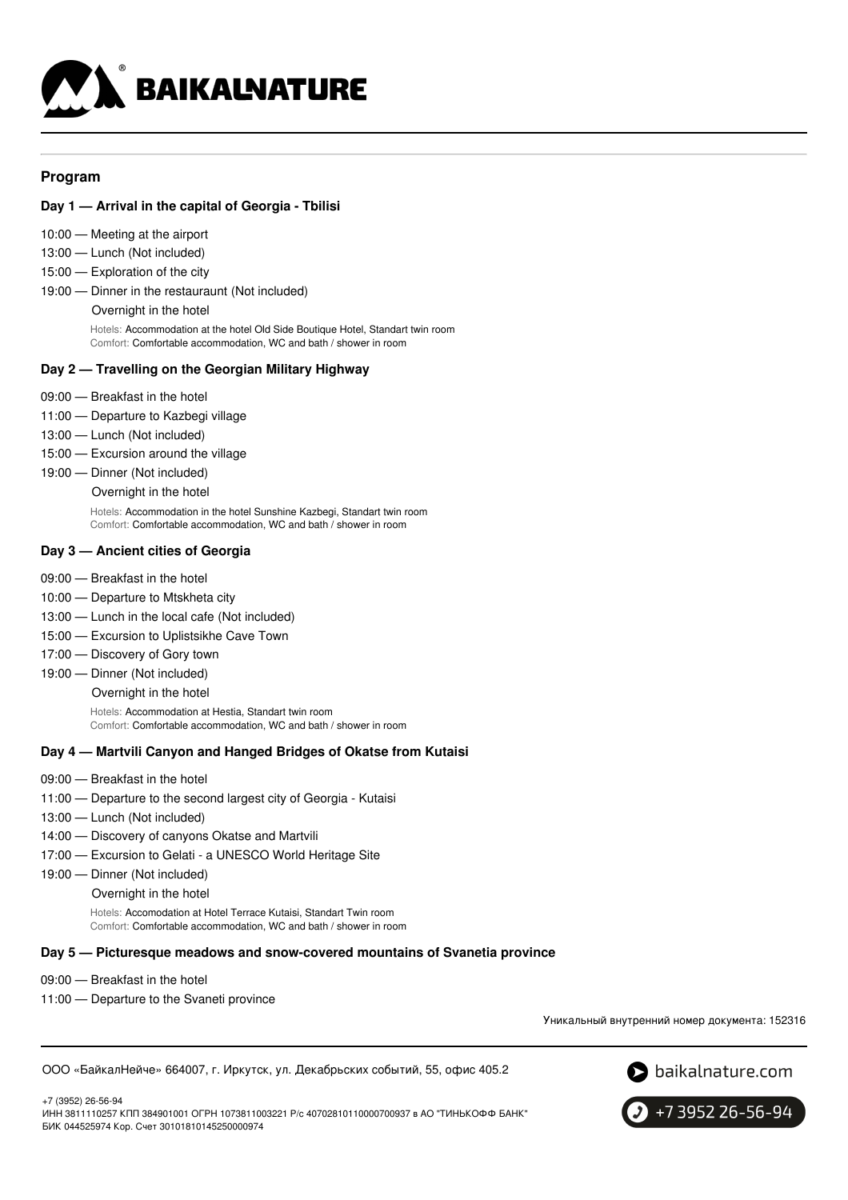## Program

### Day 1 — Arrival in the capital of Georgia - Tbilisi

10:00 — Meeting at the airport
13:00 — Lunch (Not included)
15:00 — Exploration of the city
19:00 — Dinner in the restauraunt (Not included)
Overnight in the hotel

Hotels: Accommodation at the hotel Old Side Boutique Hotel, Standart twin room
Comfort: Comfortable accommodation, WC and bath / shower in room

### Day 2 — Travelling on the Georgian Military Highway

09:00 — Breakfast in the hotel
11:00 — Departure to Kazbegi village
13:00 — Lunch (Not included)
15:00 — Excursion around the village
19:00 — Dinner (Not included)
Overnight in the hotel

Hotels: Accommodation in the hotel Sunshine Kazbegi, Standart twin room
Comfort: Comfortable accommodation, WC and bath / shower in room

### Day 3 — Ancient cities of Georgia

09:00 — Breakfast in the hotel
10:00 — Departure to Mtskheta city
13:00 — Lunch in the local cafe (Not included)
15:00 — Excursion to Uplistsikhe Cave Town
17:00 — Discovery of Gory town
19:00 — Dinner (Not included)
Overnight in the hotel

Hotels: Accommodation at Hestia, Standart twin room
Comfort: Comfortable accommodation, WC and bath / shower in room

### Day 4 — Martvili Canyon and Hanged Bridges of Okatse from Kutaisi

09:00 — Breakfast in the hotel
11:00 — Departure to the second largest city of Georgia - Kutaisi
13:00 — Lunch (Not included)
14:00 — Discovery of canyons Okatse and Martvili
17:00 — Excursion to Gelati - a UNESCO World Heritage Site
19:00 — Dinner (Not included)
Overnight in the hotel

Hotels: Accomodation at Hotel Terrace Kutaisi, Standart Twin room
Comfort: Comfortable accommodation, WC and bath / shower in room

### Day 5 — Picturesque meadows and snow-covered mountains of Svanetia province

09:00 — Breakfast in the hotel
11:00 — Departure to the Svaneti province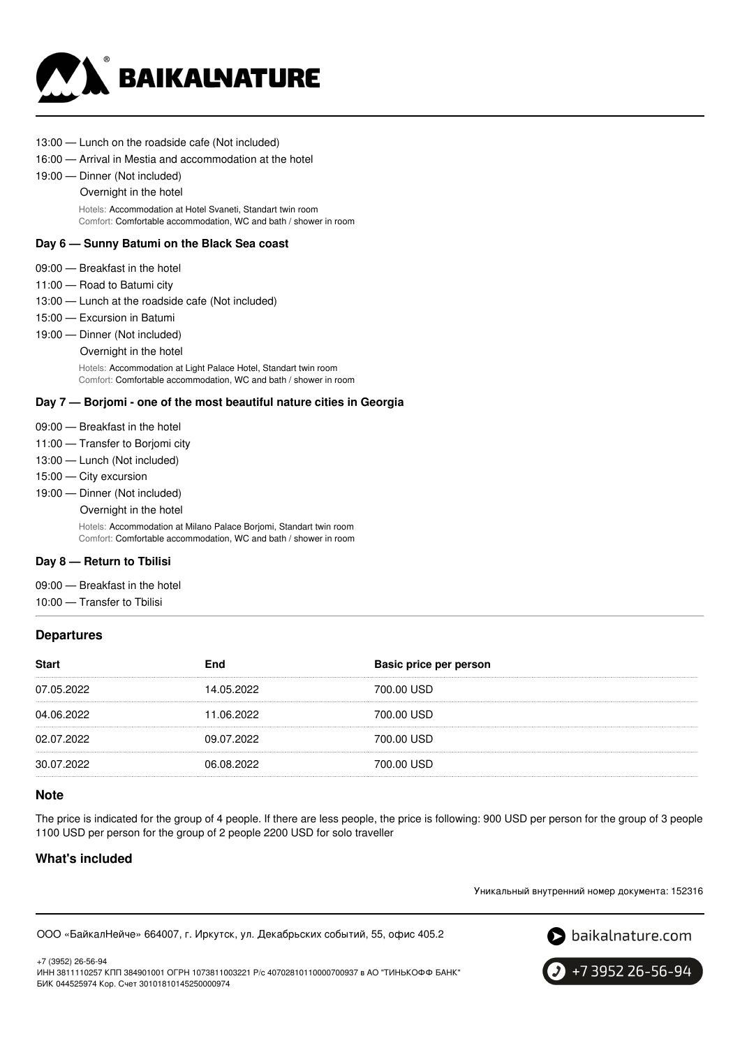13:00 — Lunch on the roadside cafe (Not included)

16:00 — Arrival in Mestia and accommodation at the hotel

19:00 — Dinner (Not included)

Overnight in the hotel

Hotels: Accommodation at Hotel Svaneti, Standart twin room
Comfort: Comfortable accommodation, WC and bath / shower in room

### Day 6 — Sunny Batumi on the Black Sea coast

09:00 — Breakfast in the hotel

11:00 — Road to Batumi city

13:00 — Lunch at the roadside cafe (Not included)

15:00 — Excursion in Batumi

19:00 — Dinner (Not included)

Overnight in the hotel

Hotels: Accommodation at Light Palace Hotel, Standart twin room
Comfort: Comfortable accommodation, WC and bath / shower in room

### Day 7 — Borjomi - one of the most beautiful nature cities in Georgia

09:00 — Breakfast in the hotel

11:00 — Transfer to Borjomi city

13:00 — Lunch (Not included)

15:00 — City excursion

19:00 — Dinner (Not included)

Overnight in the hotel

Hotels: Accommodation at Milano Palace Borjomi, Standart twin room
Comfort: Comfortable accommodation, WC and bath / shower in room

### Day 8 — Return to Tbilisi

09:00 — Breakfast in the hotel

10:00 — Transfer to Tbilisi

## Departures

| Start | End | Basic price per person |
|---|---|---|
| 07.05.2022 | 14.05.2022 | 700.00 USD |
| 04.06.2022 | 11.06.2022 | 700.00 USD |
| 02.07.2022 | 09.07.2022 | 700.00 USD |
| 30.07.2022 | 06.08.2022 | 700.00 USD |

## Note

The price is indicated for the group of 4 people. If there are less people, the price is following: 900 USD per person for the group of 3 people 1100 USD per person for the group of 2 people 2200 USD for solo traveller

## What's included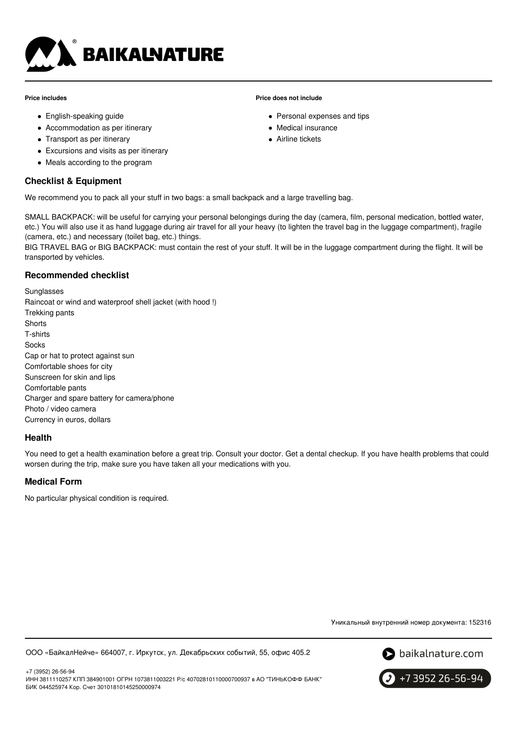**Price includes**

- English-speaking guide
- Accommodation as per itinerary
- Transport as per itinerary
- Excursions and visits as per itinerary
- Meals according to the program

**Price does not include**

- Personal expenses and tips
- Medical insurance
- Airline tickets

## Checklist & Equipment

We recommend you to pack all your stuff in two bags: a small backpack and a large travelling bag.

SMALL BACKPACK: will be useful for carrying your personal belongings during the day (camera, film, personal medication, bottled water, etc.) You will also use it as hand luggage during air travel for all your heavy (to lighten the travel bag in the luggage compartment), fragile (camera, etc.) and necessary (toilet bag, etc.) things.
BIG TRAVEL BAG or BIG BACKPACK: must contain the rest of your stuff. It will be in the luggage compartment during the flight. It will be transported by vehicles.

## Recommended checklist

Sunglasses
Raincoat or wind and waterproof shell jacket (with hood !)
Trekking pants
Shorts
T-shirts
Socks
Cap or hat to protect against sun
Comfortable shoes for city
Sunscreen for skin and lips
Comfortable pants
Charger and spare battery for camera/phone
Photo / video camera
Currency in euros, dollars

## Health

You need to get a health examination before a great trip. Consult your doctor. Get a dental checkup. If you have health problems that could worsen during the trip, make sure you have taken all your medications with you.

## Medical Form

No particular physical condition is required.

Уникальный внутренний номер документа: 152316